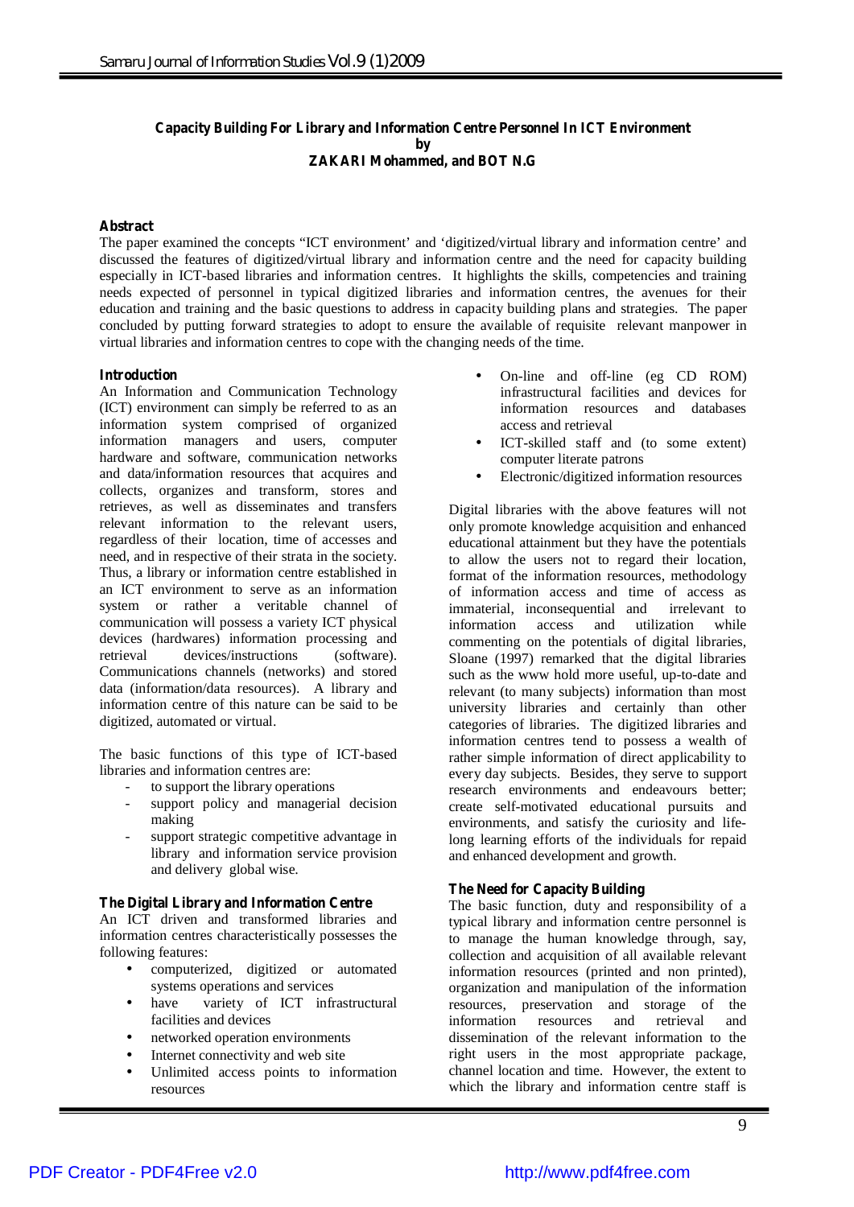# Capacity Building For Library and Information Centre Personnel In ICT Environment

by

**ZAKARI Mohammed, and BOT N.G**

## Abstract

The paper examined the concepts "ICT environment" and 'digitized/virtual library and information centre' and discussed the features of digitized/virtual library and information centre and the need for capacity building especially in ICT-based libraries and information centres. It highlights the skills, competencies and training needs expected of personnel in typical digitized libraries and information centres, the avenues for their education and training and the basic questions to address in capacity building plans and strategies. The paper concluded by putting forward strategies to adopt to ensure the available of requisite relevant manpower in virtual libraries and information centres to cope with the changing needs of the time.

## Introduction

An Information and Communication Technology (ICT) environment can simply be referred to as an information system comprised of organized information managers and users, computer hardware and software, communication networks and data/information resources that acquires and collects, organizes and transform, stores and retrieves, as well as disseminates and transfers relevant information to the relevant users, regardless of their location, time of accesses and need, and in respective of their strata in the society. Thus, a library or information centre established in an ICT environment to serve as an information system or rather a veritable channel of communication will possess a variety ICT physical devices (hardwares) information processing and retrieval devices/instructions (software). Communications channels (networks) and stored data (information/data resources). A library and information centre of this nature can be said to be digitized, automated or virtual.

The basic functions of this type of ICT-based libraries and information centres are:

- to support the library operations
- support policy and managerial decision making
- support strategic competitive advantage in library and information service provision and delivery global wise.

## The Digital Library and Information Centre

An ICT driven and transformed libraries and information centres characteristically possesses the following features:

- computerized, digitized or automated systems operations and services
- have variety of ICT infrastructural facilities and devices
- networked operation environments
- Internet connectivity and web site
- Unlimited access points to information resources
- On-line and off-line (eg CD ROM) infrastructural facilities and devices for information resources and databases access and retrieval
- ICT-skilled staff and (to some extent) computer literate patrons
- Electronic/digitized information resources

Digital libraries with the above features will not only promote knowledge acquisition and enhanced educational attainment but they have the potentials to allow the users not to regard their location, format of the information resources, methodology of information access and time of access as immaterial, inconsequential and irrelevant to information access and utilization while commenting on the potentials of digital libraries, Sloane (1997) remarked that the digital libraries such as the www hold more useful, up-to-date and relevant (to many subjects) information than most university libraries and certainly than other categories of libraries. The digitized libraries and information centres tend to possess a wealth of rather simple information of direct applicability to every day subjects. Besides, they serve to support research environments and endeavours better; create self-motivated educational pursuits and environments, and satisfy the curiosity and life-long learning efforts of the individuals for repaid and enhanced development and growth.

## The Need for Capacity Building

The basic function, duty and responsibility of a typical library and information centre personnel is to manage the human knowledge through, say, collection and acquisition of all available relevant information resources (printed and non printed), organization and manipulation of the information resources, preservation and storage of the information resources and retrieval and dissemination of the relevant information to the right users in the most appropriate package, channel location and time. However, the extent to which the library and information centre staff is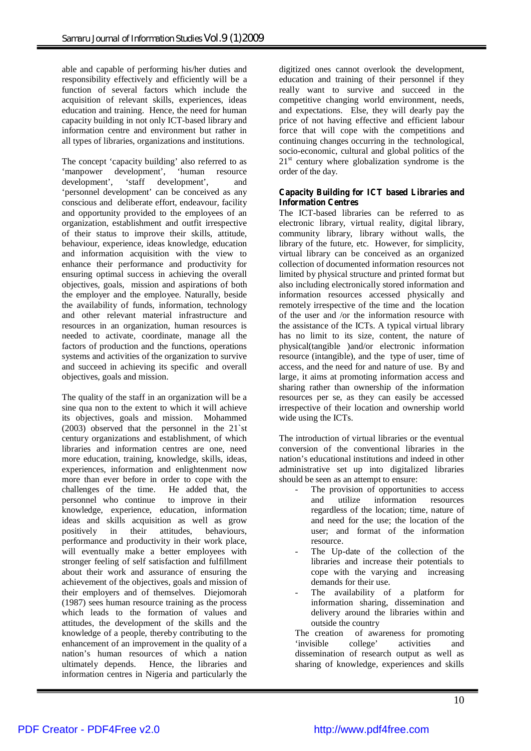able and capable of performing his/her duties and responsibility effectively and efficiently will be a function of several factors which include the acquisition of relevant skills, experiences, ideas education and training. Hence, the need for human capacity building in not only ICT-based library and information centre and environment but rather in all types of libraries, organizations and institutions.

The concept 'capacity building' also referred to as 'manpower development', 'human resource development', 'staff development', and 'personnel development' can be conceived as any conscious and deliberate effort, endeavour, facility and opportunity provided to the employees of an organization, establishment and outfit irrespective of their status to improve their skills, attitude, behaviour, experience, ideas knowledge, education and information acquisition with the view to enhance their performance and productivity for ensuring optimal success in achieving the overall objectives, goals, mission and aspirations of both the employer and the employee. Naturally, beside the availability of funds, information, technology and other relevant material infrastructure and resources in an organization, human resources is needed to activate, coordinate, manage all the factors of production and the functions, operations systems and activities of the organization to survive and succeed in achieving its specific and overall objectives, goals and mission.

The quality of the staff in an organization will be a sine qua non to the extent to which it will achieve its objectives, goals and mission. Mohammed (2003) observed that the personnel in the 21`st century organizations and establishment, of which libraries and information centres are one, need more education, training, knowledge, skills, ideas, experiences, information and enlightenment now more than ever before in order to cope with the challenges of the time. He added that, the personnel who continue to improve in their knowledge, experience, education, information ideas and skills acquisition as well as grow positively in their attitudes, behaviours, performance and productivity in their work place, will eventually make a better employees with stronger feeling of self satisfaction and fulfillment about their work and assurance of ensuring the achievement of the objectives, goals and mission of their employers and of themselves. Diejomorah (1987) sees human resource training as the process which leads to the formation of values and attitudes, the development of the skills and the knowledge of a people, thereby contributing to the enhancement of an improvement in the quality of a nation's human resources of which a nation ultimately depends. Hence, the libraries and information centres in Nigeria and particularly the digitized ones cannot overlook the development, education and training of their personnel if they really want to survive and succeed in the competitive changing world environment, needs, and expectations. Else, they will dearly pay the price of not having effective and efficient labour force that will cope with the competitions and continuing changes occurring in the technological, socio-economic, cultural and global politics of the 21st century where globalization syndrome is the order of the day.

**Capacity Building for ICT based Libraries and Information Centres**

The ICT-based libraries can be referred to as electronic library, virtual reality, digital library, community library, library without walls, the library of the future, etc. However, for simplicity, virtual library can be conceived as an organized collection of documented information resources not limited by physical structure and printed format but also including electronically stored information and information resources accessed physically and remotely irrespective of the time and the location of the user and /or the information resource with the assistance of the ICTs. A typical virtual library has no limit to its size, content, the nature of physical(tangible )and/or electronic information resource (intangible), and the type of user, time of access, and the need for and nature of use. By and large, it aims at promoting information access and sharing rather than ownership of the information resources per se, as they can easily be accessed irrespective of their location and ownership world wide using the ICTs.

The introduction of virtual libraries or the eventual conversion of the conventional libraries in the nation's educational institutions and indeed in other administrative set up into digitalized libraries should be seen as an attempt to ensure:

- The provision of opportunities to access and utilize information resources regardless of the location; time, nature of and need for the use; the location of the user; and format of the information resource.
- The Up-date of the collection of the libraries and increase their potentials to cope with the varying and increasing demands for their use.
- The availability of a platform for information sharing, dissemination and delivery around the libraries within and outside the country

The creation of awareness for promoting 'invisible college' activities and dissemination of research output as well as sharing of knowledge, experiences and skills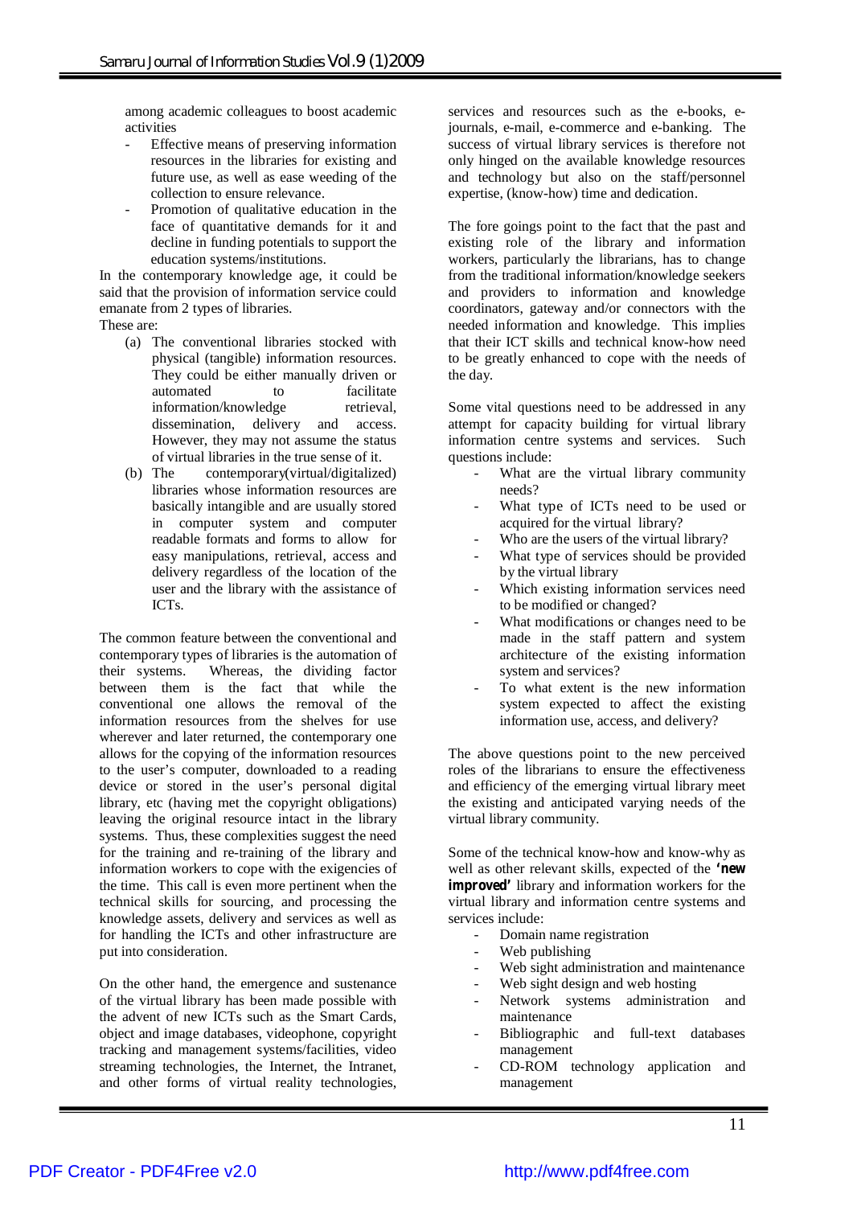among academic colleagues to boost academic activities

- Effective means of preserving information resources in the libraries for existing and future use, as well as ease weeding of the collection to ensure relevance.
- Promotion of qualitative education in the face of quantitative demands for it and decline in funding potentials to support the education systems/institutions.

In the contemporary knowledge age, it could be said that the provision of information service could emanate from 2 types of libraries.
These are:

(a) The conventional libraries stocked with physical (tangible) information resources. They could be either manually driven or automated to facilitate information/knowledge retrieval, dissemination, delivery and access. However, they may not assume the status of virtual libraries in the true sense of it.

(b) The contemporary(virtual/digitalized) libraries whose information resources are basically intangible and are usually stored in computer system and computer readable formats and forms to allow for easy manipulations, retrieval, access and delivery regardless of the location of the user and the library with the assistance of ICTs.

The common feature between the conventional and contemporary types of libraries is the automation of their systems. Whereas, the dividing factor between them is the fact that while the conventional one allows the removal of the information resources from the shelves for use wherever and later returned, the contemporary one allows for the copying of the information resources to the user's computer, downloaded to a reading device or stored in the user's personal digital library, etc (having met the copyright obligations) leaving the original resource intact in the library systems. Thus, these complexities suggest the need for the training and re-training of the library and information workers to cope with the exigencies of the time. This call is even more pertinent when the technical skills for sourcing, and processing the knowledge assets, delivery and services as well as for handling the ICTs and other infrastructure are put into consideration.

On the other hand, the emergence and sustenance of the virtual library has been made possible with the advent of new ICTs such as the Smart Cards, object and image databases, videophone, copyright tracking and management systems/facilities, video streaming technologies, the Internet, the Intranet, and other forms of virtual reality technologies, services and resources such as the e-books, e-journals, e-mail, e-commerce and e-banking. The success of virtual library services is therefore not only hinged on the available knowledge resources and technology but also on the staff/personnel expertise, (know-how) time and dedication.

The fore goings point to the fact that the past and existing role of the library and information workers, particularly the librarians, has to change from the traditional information/knowledge seekers and providers to information and knowledge coordinators, gateway and/or connectors with the needed information and knowledge. This implies that their ICT skills and technical know-how need to be greatly enhanced to cope with the needs of the day.

Some vital questions need to be addressed in any attempt for capacity building for virtual library information centre systems and services. Such questions include:

- What are the virtual library community needs?
- What type of ICTs need to be used or acquired for the virtual library?
- Who are the users of the virtual library?
- What type of services should be provided by the virtual library
- Which existing information services need to be modified or changed?
- What modifications or changes need to be made in the staff pattern and system architecture of the existing information system and services?
- To what extent is the new information system expected to affect the existing information use, access, and delivery?

The above questions point to the new perceived roles of the librarians to ensure the effectiveness and efficiency of the emerging virtual library meet the existing and anticipated varying needs of the virtual library community.

Some of the technical know-how and know-why as well as other relevant skills, expected of the **'new improved'** library and information workers for the virtual library and information centre systems and services include:

- Domain name registration
- Web publishing
- Web sight administration and maintenance
- Web sight design and web hosting
- Network systems administration and maintenance
- Bibliographic and full-text databases management
- CD-ROM technology application and management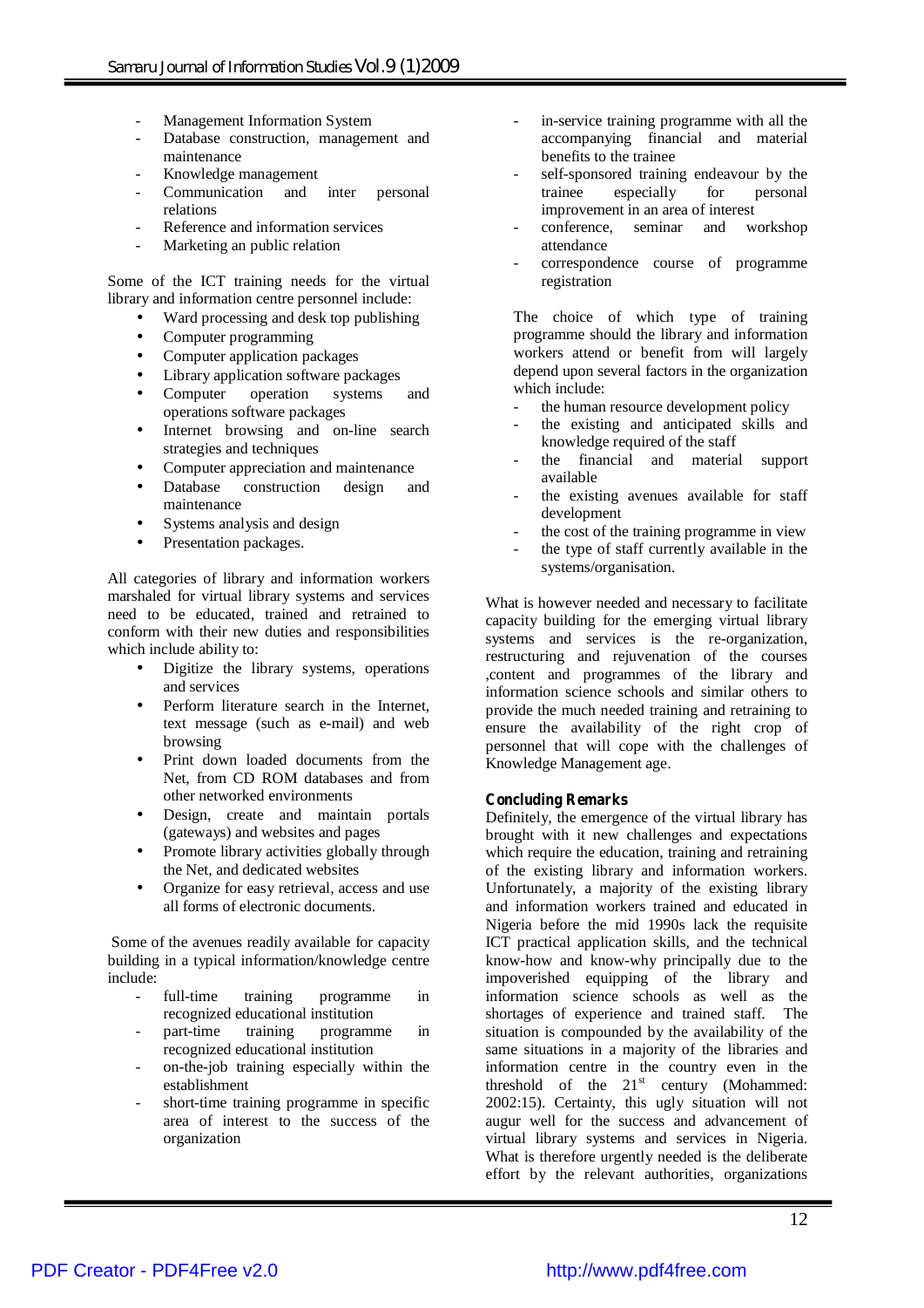- Management Information System
- Database construction, management and maintenance
- Knowledge management
- Communication and inter personal relations
- Reference and information services
- Marketing an public relation

Some of the ICT training needs for the virtual library and information centre personnel include:

- Ward processing and desk top publishing
- Computer programming
- Computer application packages
- Library application software packages
- Computer operation systems and operations software packages
- Internet browsing and on-line search strategies and techniques
- Computer appreciation and maintenance
- Database construction design and maintenance
- Systems analysis and design
- Presentation packages.

All categories of library and information workers marshaled for virtual library systems and services need to be educated, trained and retrained to conform with their new duties and responsibilities which include ability to:

- Digitize the library systems, operations and services
- Perform literature search in the Internet, text message (such as e-mail) and web browsing
- Print down loaded documents from the Net, from CD ROM databases and from other networked environments
- Design, create and maintain portals (gateways) and websites and pages
- Promote library activities globally through the Net, and dedicated websites
- Organize for easy retrieval, access and use all forms of electronic documents.

Some of the avenues readily available for capacity building in a typical information/knowledge centre include:

- full-time training programme in recognized educational institution
- part-time training programme in recognized educational institution
- on-the-job training especially within the establishment
- short-time training programme in specific area of interest to the success of the organization
- in-service training programme with all the accompanying financial and material benefits to the trainee
- self-sponsored training endeavour by the trainee especially for personal improvement in an area of interest
- conference, seminar and workshop attendance
- correspondence course of programme registration

The choice of which type of training programme should the library and information workers attend or benefit from will largely depend upon several factors in the organization which include:

- the human resource development policy
- the existing and anticipated skills and knowledge required of the staff
- the financial and material support available
- the existing avenues available for staff development
- the cost of the training programme in view
- the type of staff currently available in the systems/organisation.

What is however needed and necessary to facilitate capacity building for the emerging virtual library systems and services is the re-organization, restructuring and rejuvenation of the courses ,content and programmes of the library and information science schools and similar others to provide the much needed training and retraining to ensure the availability of the right crop of personnel that will cope with the challenges of Knowledge Management age.

## Concluding Remarks

Definitely, the emergence of the virtual library has brought with it new challenges and expectations which require the education, training and retraining of the existing library and information workers. Unfortunately, a majority of the existing library and information workers trained and educated in Nigeria before the mid 1990s lack the requisite ICT practical application skills, and the technical know-how and know-why principally due to the impoverished equipping of the library and information science schools as well as the shortages of experience and trained staff. The situation is compounded by the availability of the same situations in a majority of the libraries and information centre in the country even in the threshold of the 21st century (Mohammed: 2002:15). Certainty, this ugly situation will not augur well for the success and advancement of virtual library systems and services in Nigeria. What is therefore urgently needed is the deliberate effort by the relevant authorities, organizations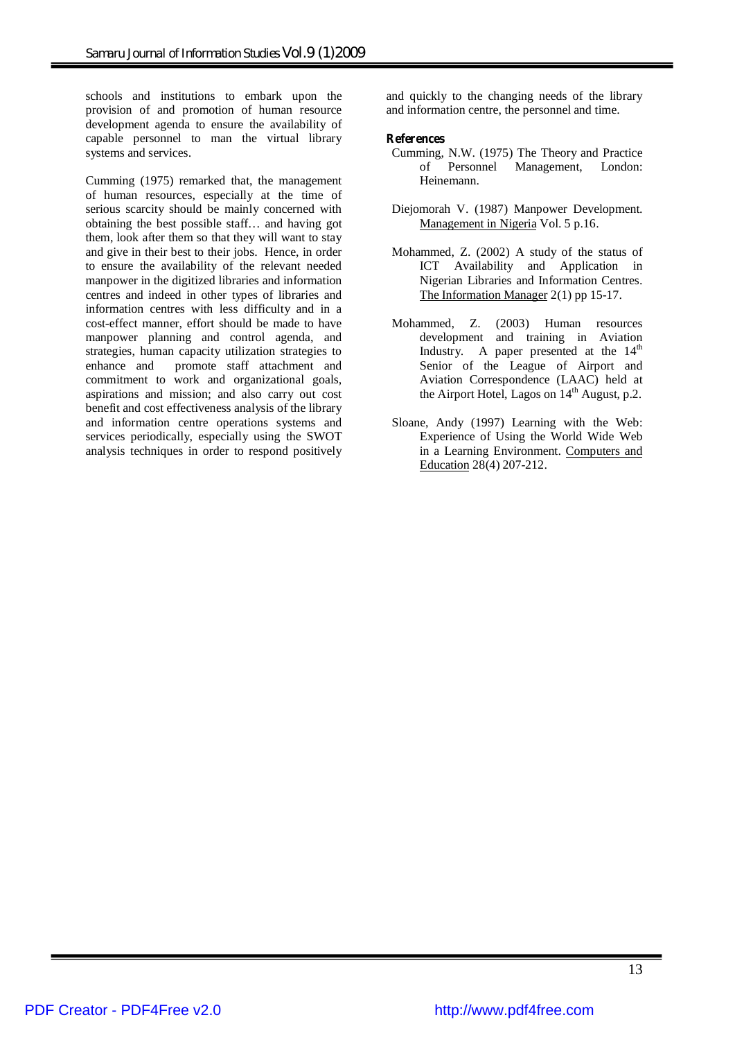schools and institutions to embark upon the provision of and promotion of human resource development agenda to ensure the availability of capable personnel to man the virtual library systems and services.

Cumming (1975) remarked that, the management of human resources, especially at the time of serious scarcity should be mainly concerned with obtaining the best possible staff… and having got them, look after them so that they will want to stay and give in their best to their jobs. Hence, in order to ensure the availability of the relevant needed manpower in the digitized libraries and information centres and indeed in other types of libraries and information centres with less difficulty and in a cost-effect manner, effort should be made to have manpower planning and control agenda, and strategies, human capacity utilization strategies to enhance and promote staff attachment and commitment to work and organizational goals, aspirations and mission; and also carry out cost benefit and cost effectiveness analysis of the library and information centre operations systems and services periodically, especially using the SWOT analysis techniques in order to respond positively and quickly to the changing needs of the library and information centre, the personnel and time.

## References

Cumming, N.W. (1975) The Theory and Practice of Personnel Management, London: Heinemann.

Diejomorah V. (1987) Manpower Development. Management in Nigeria Vol. 5 p.16.

Mohammed, Z. (2002) A study of the status of ICT Availability and Application in Nigerian Libraries and Information Centres. The Information Manager 2(1) pp 15-17.

Mohammed, Z. (2003) Human resources development and training in Aviation Industry. A paper presented at the 14th Senior of the League of Airport and Aviation Correspondence (LAAC) held at the Airport Hotel, Lagos on 14th August, p.2.

Sloane, Andy (1997) Learning with the Web: Experience of Using the World Wide Web in a Learning Environment. Computers and Education 28(4) 207-212.